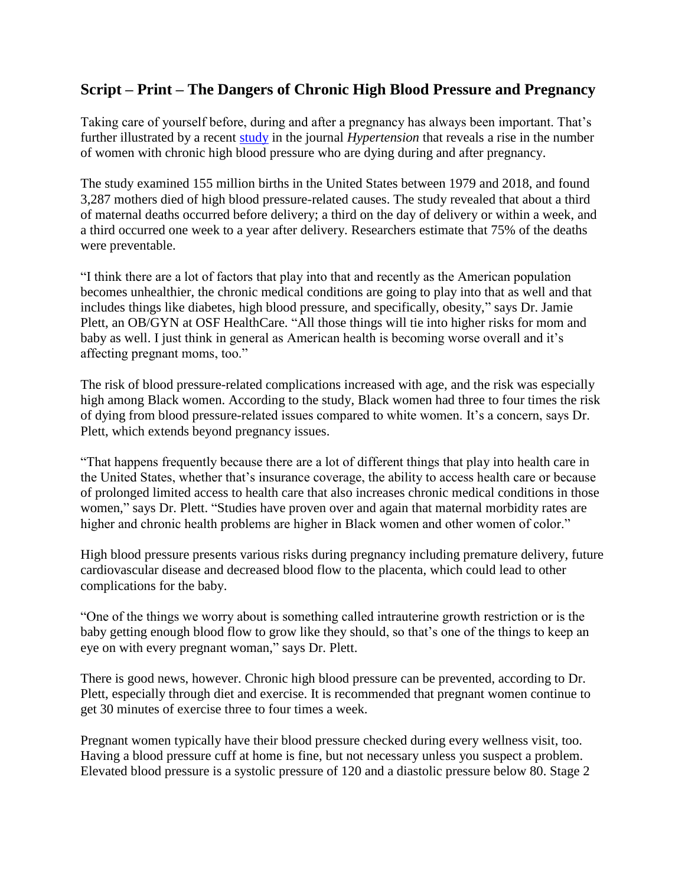## Script – Print – The Dangers of Chronic High Blood Pressure and Pregnancy

Taking care of yourself before, during and after a pregnancy has always been important. That's further illustrated by a recent study in the journal *Hypertension* that reveals a rise in the number of women with chronic high blood pressure who are dying during and after pregnancy.

The study examined 155 million births in the United States between 1979 and 2018, and found 3,287 mothers died of high blood pressure-related causes. The study revealed that about a third of maternal deaths occurred before delivery; a third on the day of delivery or within a week, and a third occurred one week to a year after delivery. Researchers estimate that 75% of the deaths were preventable.

"I think there are a lot of factors that play into that and recently as the American population becomes unhealthier, the chronic medical conditions are going to play into that as well and that includes things like diabetes, high blood pressure, and specifically, obesity," says Dr. Jamie Plett, an OB/GYN at OSF HealthCare. "All those things will tie into higher risks for mom and baby as well. I just think in general as American health is becoming worse overall and it's affecting pregnant moms, too."

The risk of blood pressure-related complications increased with age, and the risk was especially high among Black women. According to the study, Black women had three to four times the risk of dying from blood pressure-related issues compared to white women. It's a concern, says Dr. Plett, which extends beyond pregnancy issues.

"That happens frequently because there are a lot of different things that play into health care in the United States, whether that's insurance coverage, the ability to access health care or because of prolonged limited access to health care that also increases chronic medical conditions in those women," says Dr. Plett. "Studies have proven over and again that maternal morbidity rates are higher and chronic health problems are higher in Black women and other women of color."

High blood pressure presents various risks during pregnancy including premature delivery, future cardiovascular disease and decreased blood flow to the placenta, which could lead to other complications for the baby.

"One of the things we worry about is something called intrauterine growth restriction or is the baby getting enough blood flow to grow like they should, so that's one of the things to keep an eye on with every pregnant woman," says Dr. Plett.

There is good news, however. Chronic high blood pressure can be prevented, according to Dr. Plett, especially through diet and exercise. It is recommended that pregnant women continue to get 30 minutes of exercise three to four times a week.

Pregnant women typically have their blood pressure checked during every wellness visit, too. Having a blood pressure cuff at home is fine, but not necessary unless you suspect a problem. Elevated blood pressure is a systolic pressure of 120 and a diastolic pressure below 80. Stage 2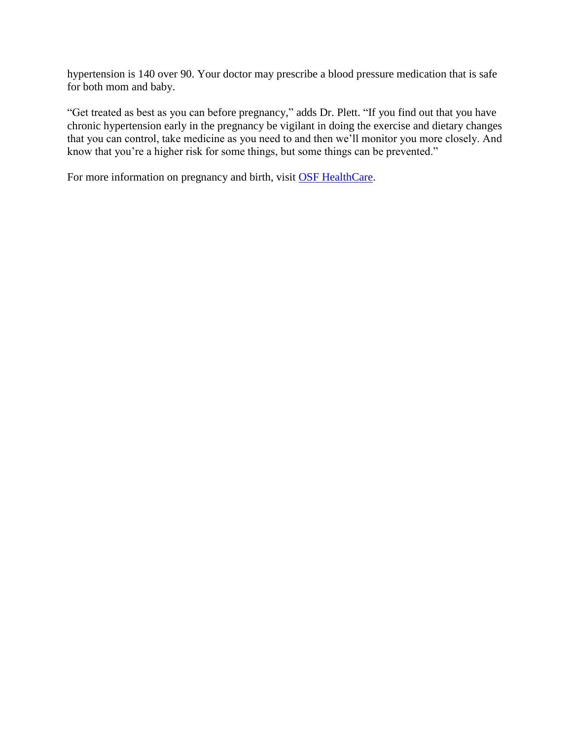hypertension is 140 over 90. Your doctor may prescribe a blood pressure medication that is safe for both mom and baby.

"Get treated as best as you can before pregnancy," adds Dr. Plett. "If you find out that you have chronic hypertension early in the pregnancy be vigilant in doing the exercise and dietary changes that you can control, take medicine as you need to and then we'll monitor you more closely. And know that you're a higher risk for some things, but some things can be prevented."

For more information on pregnancy and birth, visit [OSF HealthCare](#).